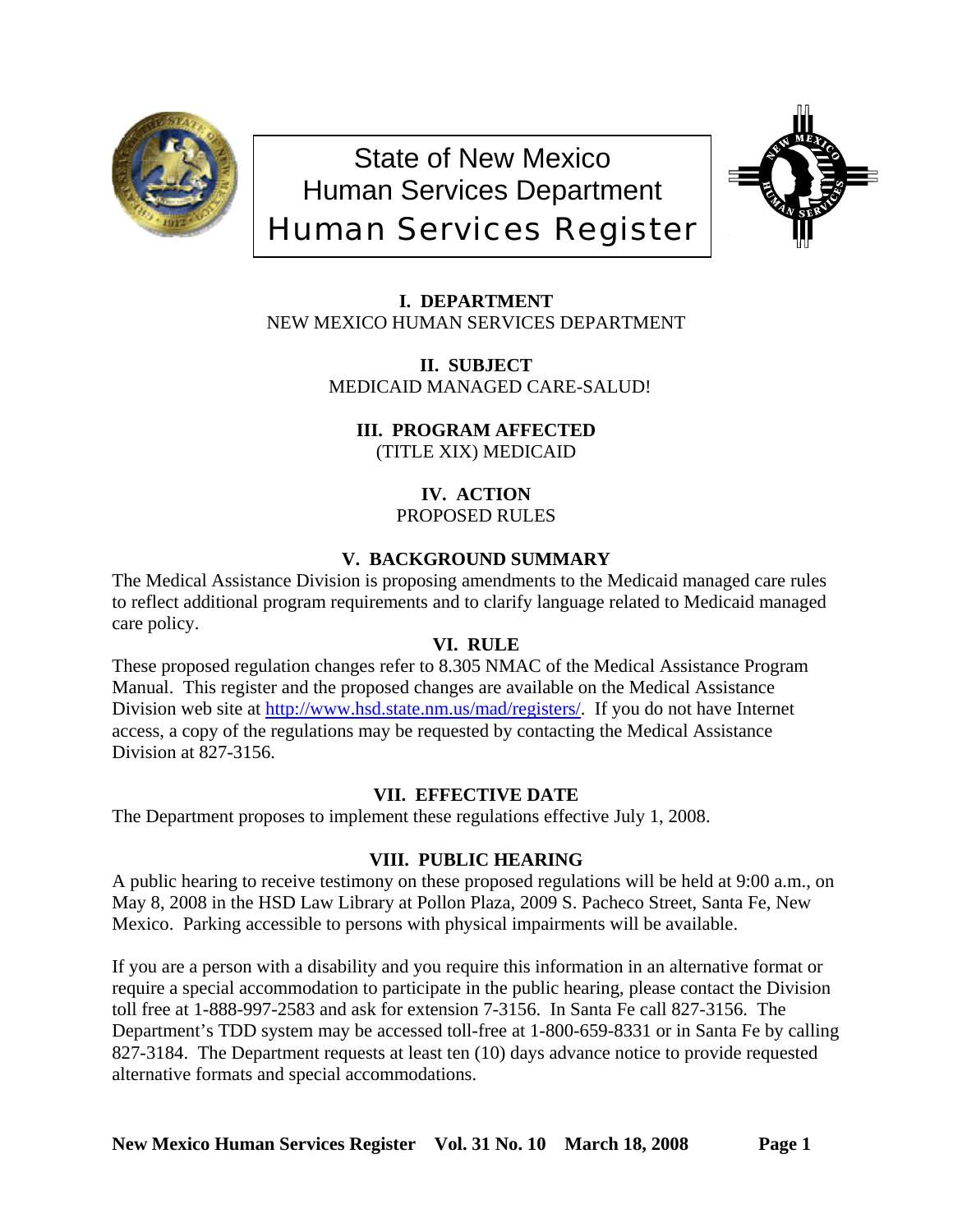# State of New Mexico
# Human Services Department
# Human Services Register

## I. DEPARTMENT

NEW MEXICO HUMAN SERVICES DEPARTMENT

## II. SUBJECT

MEDICAID MANAGED CARE-SALUD!

## III. PROGRAM AFFECTED

(TITLE XIX) MEDICAID

## IV. ACTION

PROPOSED RULES

## V. BACKGROUND SUMMARY

The Medical Assistance Division is proposing amendments to the Medicaid managed care rules to reflect additional program requirements and to clarify language related to Medicaid managed care policy.

## VI. RULE

These proposed regulation changes refer to 8.305 NMAC of the Medical Assistance Program Manual. This register and the proposed changes are available on the Medical Assistance Division web site at http://www.hsd.state.nm.us/mad/registers/. If you do not have Internet access, a copy of the regulations may be requested by contacting the Medical Assistance Division at 827-3156.

## VII. EFFECTIVE DATE

The Department proposes to implement these regulations effective July 1, 2008.

## VIII. PUBLIC HEARING

A public hearing to receive testimony on these proposed regulations will be held at 9:00 a.m., on May 8, 2008 in the HSD Law Library at Pollon Plaza, 2009 S. Pacheco Street, Santa Fe, New Mexico. Parking accessible to persons with physical impairments will be available.

If you are a person with a disability and you require this information in an alternative format or require a special accommodation to participate in the public hearing, please contact the Division toll free at 1-888-997-2583 and ask for extension 7-3156. In Santa Fe call 827-3156. The Department's TDD system may be accessed toll-free at 1-800-659-8331 or in Santa Fe by calling 827-3184. The Department requests at least ten (10) days advance notice to provide requested alternative formats and special accommodations.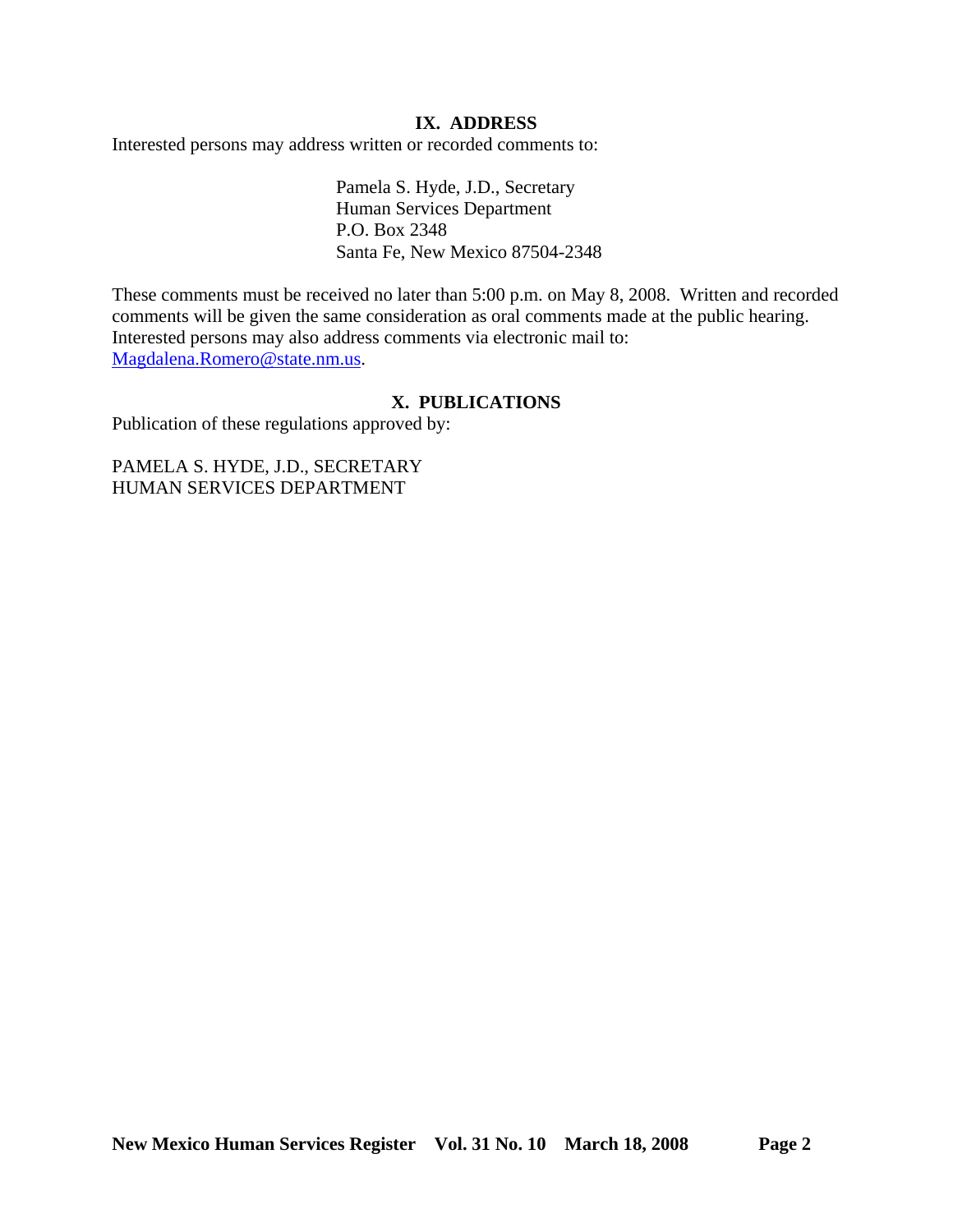## IX. ADDRESS

Interested persons may address written or recorded comments to:

Pamela S. Hyde, J.D., Secretary
Human Services Department
P.O. Box 2348
Santa Fe, New Mexico 87504-2348

These comments must be received no later than 5:00 p.m. on May 8, 2008. Written and recorded comments will be given the same consideration as oral comments made at the public hearing. Interested persons may also address comments via electronic mail to: Magdalena.Romero@state.nm.us.

## X. PUBLICATIONS

Publication of these regulations approved by:

PAMELA S. HYDE, J.D., SECRETARY
HUMAN SERVICES DEPARTMENT